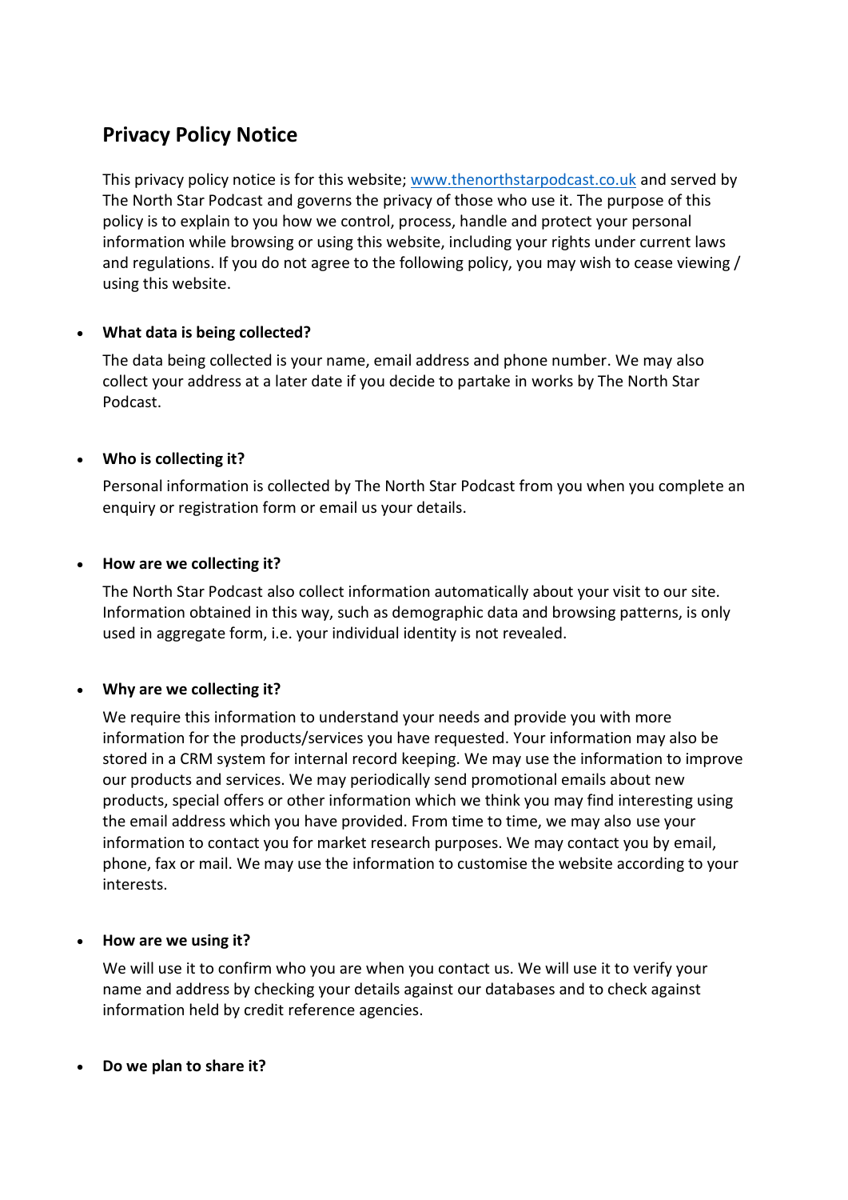## Privacy Policy Notice

This privacy policy notice is for this website; [www.thenorthstarpodcast.co.uk](http://www.thenorthstarpodcast.co.uk) and served by The North Star Podcast and governs the privacy of those who use it. The purpose of this policy is to explain to you how we control, process, handle and protect your personal information while browsing or using this website, including your rights under current laws and regulations. If you do not agree to the following policy, you may wish to cease viewing / using this website.

- **What data is being collected?**

  The data being collected is your name, email address and phone number. We may also collect your address at a later date if you decide to partake in works by The North Star Podcast.

- **Who is collecting it?**

  Personal information is collected by The North Star Podcast from you when you complete an enquiry or registration form or email us your details.

- **How are we collecting it?**

  The North Star Podcast also collect information automatically about your visit to our site. Information obtained in this way, such as demographic data and browsing patterns, is only used in aggregate form, i.e. your individual identity is not revealed.

- **Why are we collecting it?**

  We require this information to understand your needs and provide you with more information for the products/services you have requested. Your information may also be stored in a CRM system for internal record keeping. We may use the information to improve our products and services. We may periodically send promotional emails about new products, special offers or other information which we think you may find interesting using the email address which you have provided. From time to time, we may also use your information to contact you for market research purposes. We may contact you by email, phone, fax or mail. We may use the information to customise the website according to your interests.

- **How are we using it?**

  We will use it to confirm who you are when you contact us. We will use it to verify your name and address by checking your details against our databases and to check against information held by credit reference agencies.

- **Do we plan to share it?**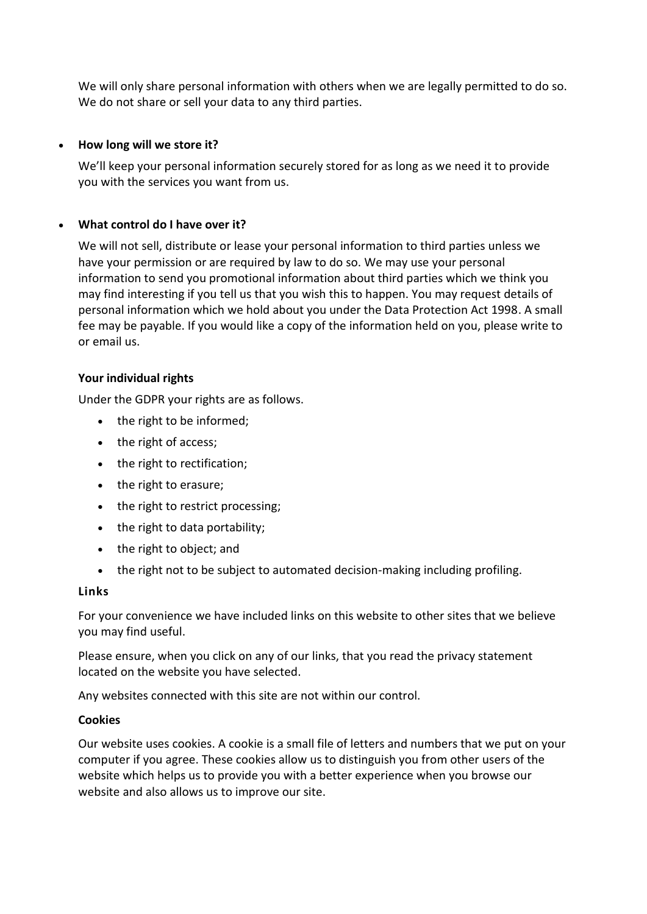We will only share personal information with others when we are legally permitted to do so. We do not share or sell your data to any third parties.

- **How long will we store it?**

  We'll keep your personal information securely stored for as long as we need it to provide you with the services you want from us.

- **What control do I have over it?**

  We will not sell, distribute or lease your personal information to third parties unless we have your permission or are required by law to do so. We may use your personal information to send you promotional information about third parties which we think you may find interesting if you tell us that you wish this to happen. You may request details of personal information which we hold about you under the Data Protection Act 1998. A small fee may be payable. If you would like a copy of the information held on you, please write to or email us.

**Your individual rights**

Under the GDPR your rights are as follows.

- the right to be informed;
- the right of access;
- the right to rectification;
- the right to erasure;
- the right to restrict processing;
- the right to data portability;
- the right to object; and
- the right not to be subject to automated decision-making including profiling.

**Links**

For your convenience we have included links on this website to other sites that we believe you may find useful.

Please ensure, when you click on any of our links, that you read the privacy statement located on the website you have selected.

Any websites connected with this site are not within our control.

**Cookies**

Our website uses cookies. A cookie is a small file of letters and numbers that we put on your computer if you agree. These cookies allow us to distinguish you from other users of the website which helps us to provide you with a better experience when you browse our website and also allows us to improve our site.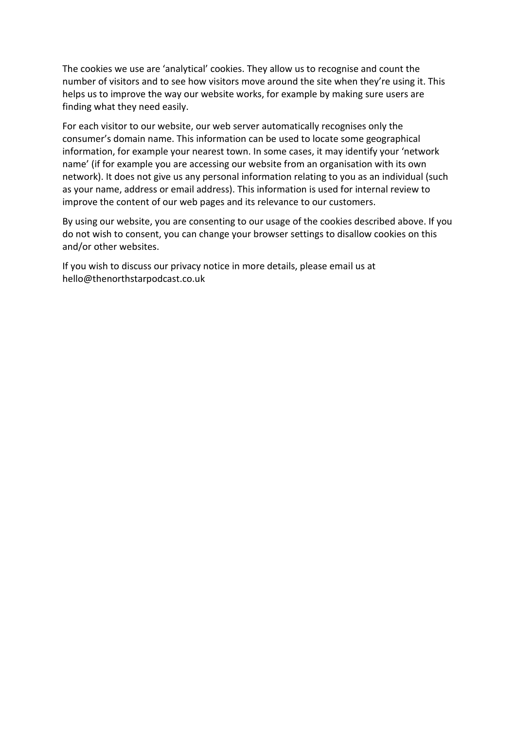The cookies we use are 'analytical' cookies. They allow us to recognise and count the number of visitors and to see how visitors move around the site when they're using it. This helps us to improve the way our website works, for example by making sure users are finding what they need easily.

For each visitor to our website, our web server automatically recognises only the consumer's domain name. This information can be used to locate some geographical information, for example your nearest town. In some cases, it may identify your 'network name' (if for example you are accessing our website from an organisation with its own network). It does not give us any personal information relating to you as an individual (such as your name, address or email address). This information is used for internal review to improve the content of our web pages and its relevance to our customers.

By using our website, you are consenting to our usage of the cookies described above. If you do not wish to consent, you can change your browser settings to disallow cookies on this and/or other websites.

If you wish to discuss our privacy notice in more details, please email us at hello@thenorthstarpodcast.co.uk